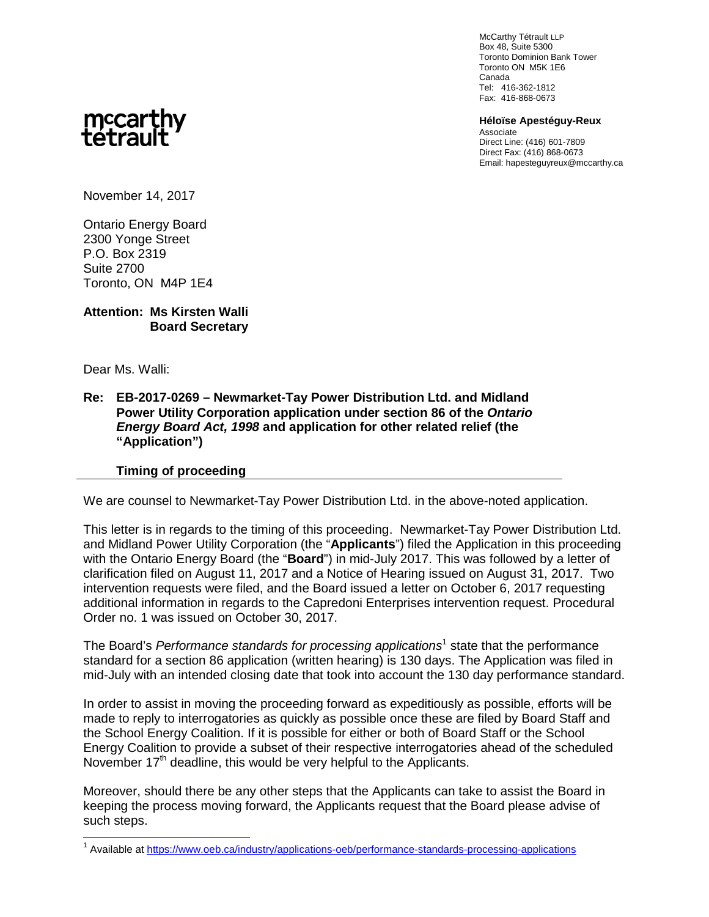McCarthy Tétrault LLP
Box 48, Suite 5300
Toronto Dominion Bank Tower
Toronto ON M5K 1E6
Canada
Tel: 416-362-1812
Fax: 416-868-0673

mccarthy tétrault

**Héloïse Apestéguy-Reux**
Associate
Direct Line: (416) 601-7809
Direct Fax: (416) 868-0673
Email: hapesteguyreux@mccarthy.ca

November 14, 2017

Ontario Energy Board
2300 Yonge Street
P.O. Box 2319
Suite 2700
Toronto, ON M4P 1E4

**Attention: Ms Kirsten Walli**
**Board Secretary**

Dear Ms. Walli:

**Re: EB-2017-0269 – Newmarket-Tay Power Distribution Ltd. and Midland Power Utility Corporation application under section 86 of the *Ontario Energy Board Act, 1998* and application for other related relief (the "Application")**

**Timing of proceeding**

We are counsel to Newmarket-Tay Power Distribution Ltd. in the above-noted application.

This letter is in regards to the timing of this proceeding. Newmarket-Tay Power Distribution Ltd. and Midland Power Utility Corporation (the "**Applicants**") filed the Application in this proceeding with the Ontario Energy Board (the "**Board**") in mid-July 2017. This was followed by a letter of clarification filed on August 11, 2017 and a Notice of Hearing issued on August 31, 2017. Two intervention requests were filed, and the Board issued a letter on October 6, 2017 requesting additional information in regards to the Capredoni Enterprises intervention request. Procedural Order no. 1 was issued on October 30, 2017.

The Board's *Performance standards for processing applications*[1] state that the performance standard for a section 86 application (written hearing) is 130 days. The Application was filed in mid-July with an intended closing date that took into account the 130 day performance standard.

In order to assist in moving the proceeding forward as expeditiously as possible, efforts will be made to reply to interrogatories as quickly as possible once these are filed by Board Staff and the School Energy Coalition. If it is possible for either or both of Board Staff or the School Energy Coalition to provide a subset of their respective interrogatories ahead of the scheduled November 17th deadline, this would be very helpful to the Applicants.

Moreover, should there be any other steps that the Applicants can take to assist the Board in keeping the process moving forward, the Applicants request that the Board please advise of such steps.

[1] Available at https://www.oeb.ca/industry/applications-oeb/performance-standards-processing-applications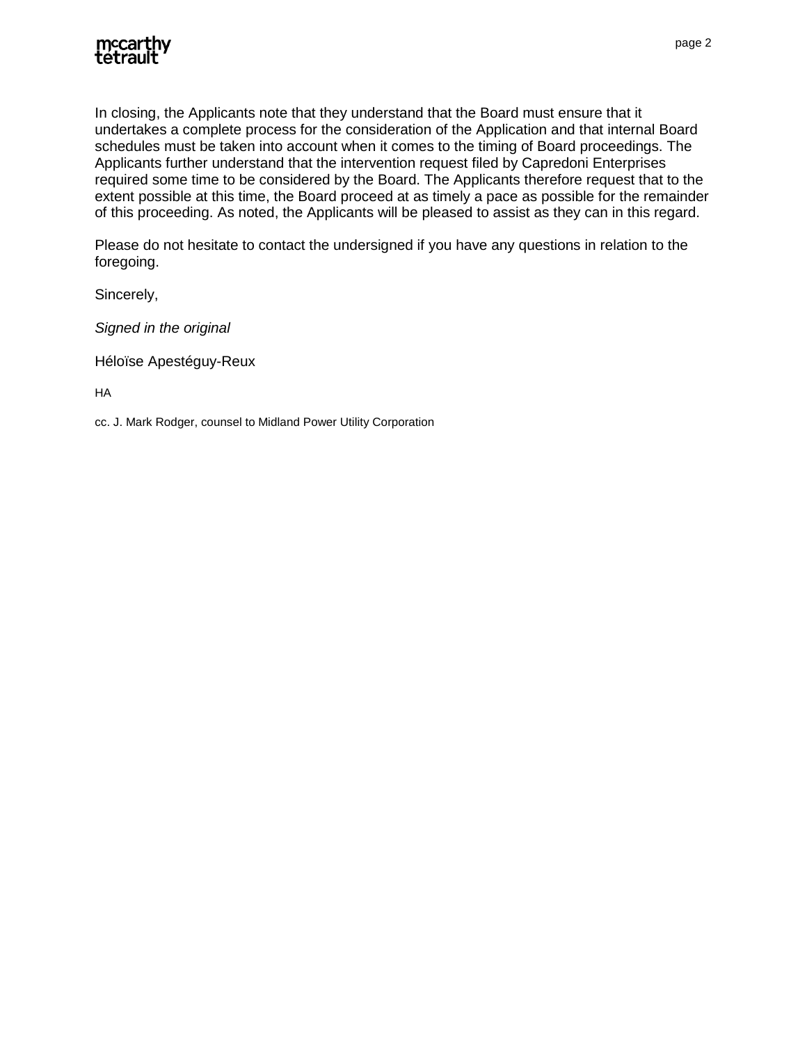In closing, the Applicants note that they understand that the Board must ensure that it undertakes a complete process for the consideration of the Application and that internal Board schedules must be taken into account when it comes to the timing of Board proceedings. The Applicants further understand that the intervention request filed by Capredoni Enterprises required some time to be considered by the Board. The Applicants therefore request that to the extent possible at this time, the Board proceed at as timely a pace as possible for the remainder of this proceeding. As noted, the Applicants will be pleased to assist as they can in this regard.

Please do not hesitate to contact the undersigned if you have any questions in relation to the foregoing.

Sincerely,

*Signed in the original*

Héloïse Apestéguy-Reux

HA

cc. J. Mark Rodger, counsel to Midland Power Utility Corporation